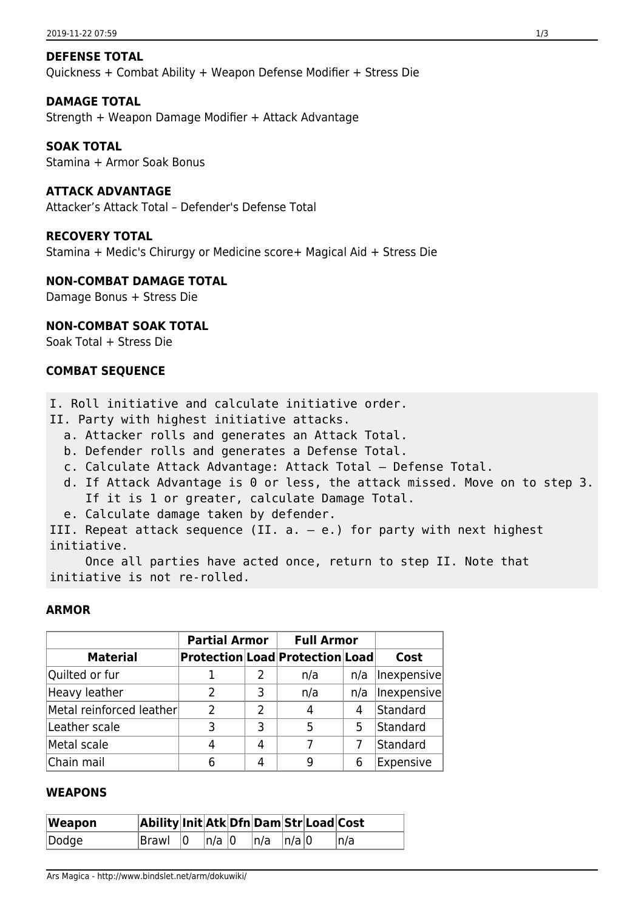**DEFENSE TOTAL**
Quickness + Combat Ability + Weapon Defense Modifier + Stress Die

**DAMAGE TOTAL**
Strength + Weapon Damage Modifier + Attack Advantage

**SOAK TOTAL**
Stamina + Armor Soak Bonus

**ATTACK ADVANTAGE**
Attacker's Attack Total – Defender's Defense Total

**RECOVERY TOTAL**
Stamina + Medic's Chirurgy or Medicine score+ Magical Aid + Stress Die

**NON-COMBAT DAMAGE TOTAL**
Damage Bonus + Stress Die

**NON-COMBAT SOAK TOTAL**
Soak Total + Stress Die

**COMBAT SEQUENCE**

```
I. Roll initiative and calculate initiative order.
II. Party with highest initiative attacks.
  a. Attacker rolls and generates an Attack Total.
  b. Defender rolls and generates a Defense Total.
  c. Calculate Attack Advantage: Attack Total – Defense Total.
  d. If Attack Advantage is 0 or less, the attack missed. Move on to step 3.
     If it is 1 or greater, calculate Damage Total.
  e. Calculate damage taken by defender.
III. Repeat attack sequence (II. a. – e.) for party with next highest
initiative.
     Once all parties have acted once, return to step II. Note that
initiative is not re-rolled.
```

**ARMOR**

| | Partial Armor | | Full Armor | | |
|---|---|---|---|---|---|
| **Material** | **Protection** | **Load** | **Protection** | **Load** | **Cost** |
| Quilted or fur | 1 | 2 | n/a | n/a | Inexpensive |
| Heavy leather | 2 | 3 | n/a | n/a | Inexpensive |
| Metal reinforced leather | 2 | 2 | 4 | 4 | Standard |
| Leather scale | 3 | 3 | 5 | 5 | Standard |
| Metal scale | 4 | 4 | 7 | 7 | Standard |
| Chain mail | 6 | 4 | 9 | 6 | Expensive |

**WEAPONS**

| Weapon | Ability | Init | Atk | Dfn | Dam | Str | Load | Cost |
|---|---|---|---|---|---|---|---|---|
| Dodge | Brawl | 0 | n/a | 0 | n/a | n/a | 0 | n/a |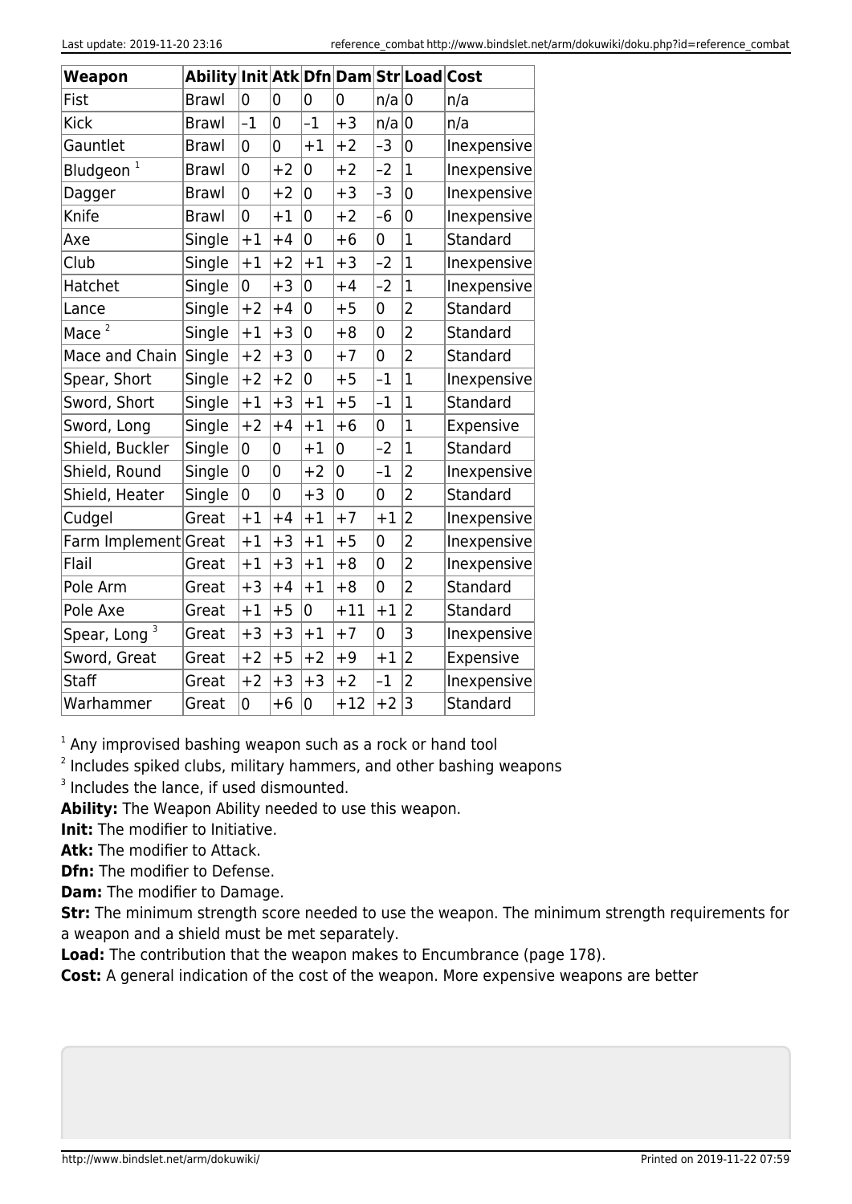| Weapon | Ability | Init | Atk | Dfn | Dam | Str | Load | Cost |
|---|---|---|---|---|---|---|---|---|
| Fist | Brawl | 0 | 0 | 0 | 0 | n/a | 0 | n/a |
| Kick | Brawl | –1 | 0 | –1 | +3 | n/a | 0 | n/a |
| Gauntlet | Brawl | 0 | 0 | +1 | +2 | –3 | 0 | Inexpensive |
| Bludgeon [1] | Brawl | 0 | +2 | 0 | +2 | –2 | 1 | Inexpensive |
| Dagger | Brawl | 0 | +2 | 0 | +3 | –3 | 0 | Inexpensive |
| Knife | Brawl | 0 | +1 | 0 | +2 | –6 | 0 | Inexpensive |
| Axe | Single | +1 | +4 | 0 | +6 | 0 | 1 | Standard |
| Club | Single | +1 | +2 | +1 | +3 | –2 | 1 | Inexpensive |
| Hatchet | Single | 0 | +3 | 0 | +4 | –2 | 1 | Inexpensive |
| Lance | Single | +2 | +4 | 0 | +5 | 0 | 2 | Standard |
| Mace [2] | Single | +1 | +3 | 0 | +8 | 0 | 2 | Standard |
| Mace and Chain | Single | +2 | +3 | 0 | +7 | 0 | 2 | Standard |
| Spear, Short | Single | +2 | +2 | 0 | +5 | –1 | 1 | Inexpensive |
| Sword, Short | Single | +1 | +3 | +1 | +5 | –1 | 1 | Standard |
| Sword, Long | Single | +2 | +4 | +1 | +6 | 0 | 1 | Expensive |
| Shield, Buckler | Single | 0 | 0 | +1 | 0 | –2 | 1 | Standard |
| Shield, Round | Single | 0 | 0 | +2 | 0 | –1 | 2 | Inexpensive |
| Shield, Heater | Single | 0 | 0 | +3 | 0 | 0 | 2 | Standard |
| Cudgel | Great | +1 | +4 | +1 | +7 | +1 | 2 | Inexpensive |
| Farm Implement | Great | +1 | +3 | +1 | +5 | 0 | 2 | Inexpensive |
| Flail | Great | +1 | +3 | +1 | +8 | 0 | 2 | Inexpensive |
| Pole Arm | Great | +3 | +4 | +1 | +8 | 0 | 2 | Standard |
| Pole Axe | Great | +1 | +5 | 0 | +11 | +1 | 2 | Standard |
| Spear, Long [3] | Great | +3 | +3 | +1 | +7 | 0 | 3 | Inexpensive |
| Sword, Great | Great | +2 | +5 | +2 | +9 | +1 | 2 | Expensive |
| Staff | Great | +2 | +3 | +3 | +2 | –1 | 2 | Inexpensive |
| Warhammer | Great | 0 | +6 | 0 | +12 | +2 | 3 | Standard |

[1] Any improvised bashing weapon such as a rock or hand tool

[2] Includes spiked clubs, military hammers, and other bashing weapons

[3] Includes the lance, if used dismounted.

**Ability:** The Weapon Ability needed to use this weapon.

**Init:** The modifier to Initiative.

**Atk:** The modifier to Attack.

**Dfn:** The modifier to Defense.

**Dam:** The modifier to Damage.

**Str:** The minimum strength score needed to use the weapon. The minimum strength requirements for a weapon and a shield must be met separately.

**Load:** The contribution that the weapon makes to Encumbrance (page 178).

**Cost:** A general indication of the cost of the weapon. More expensive weapons are better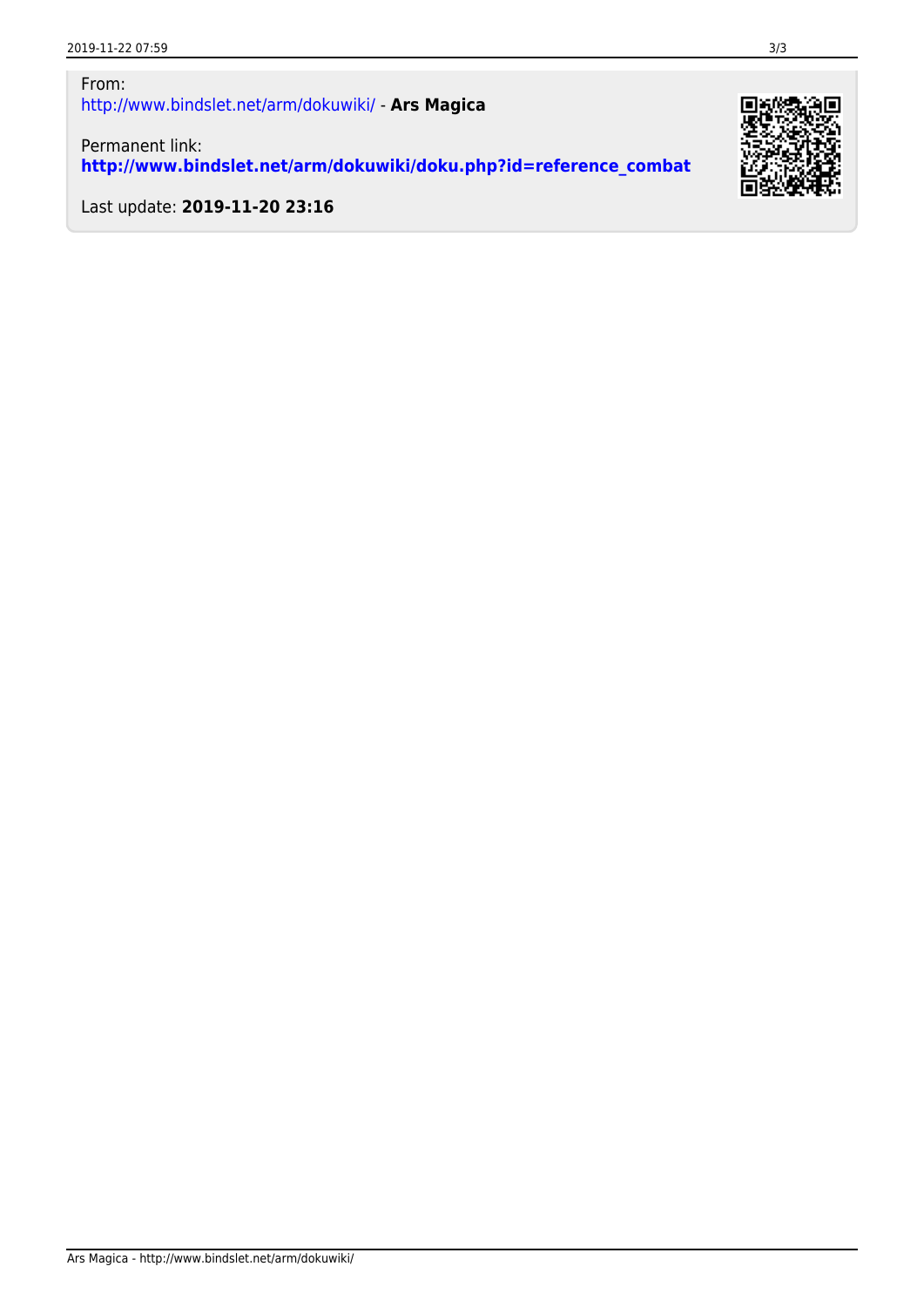From:
http://www.bindslet.net/arm/dokuwiki/ - **Ars Magica**

Permanent link:
**http://www.bindslet.net/arm/dokuwiki/doku.php?id=reference_combat**

Last update: **2019-11-20 23:16**